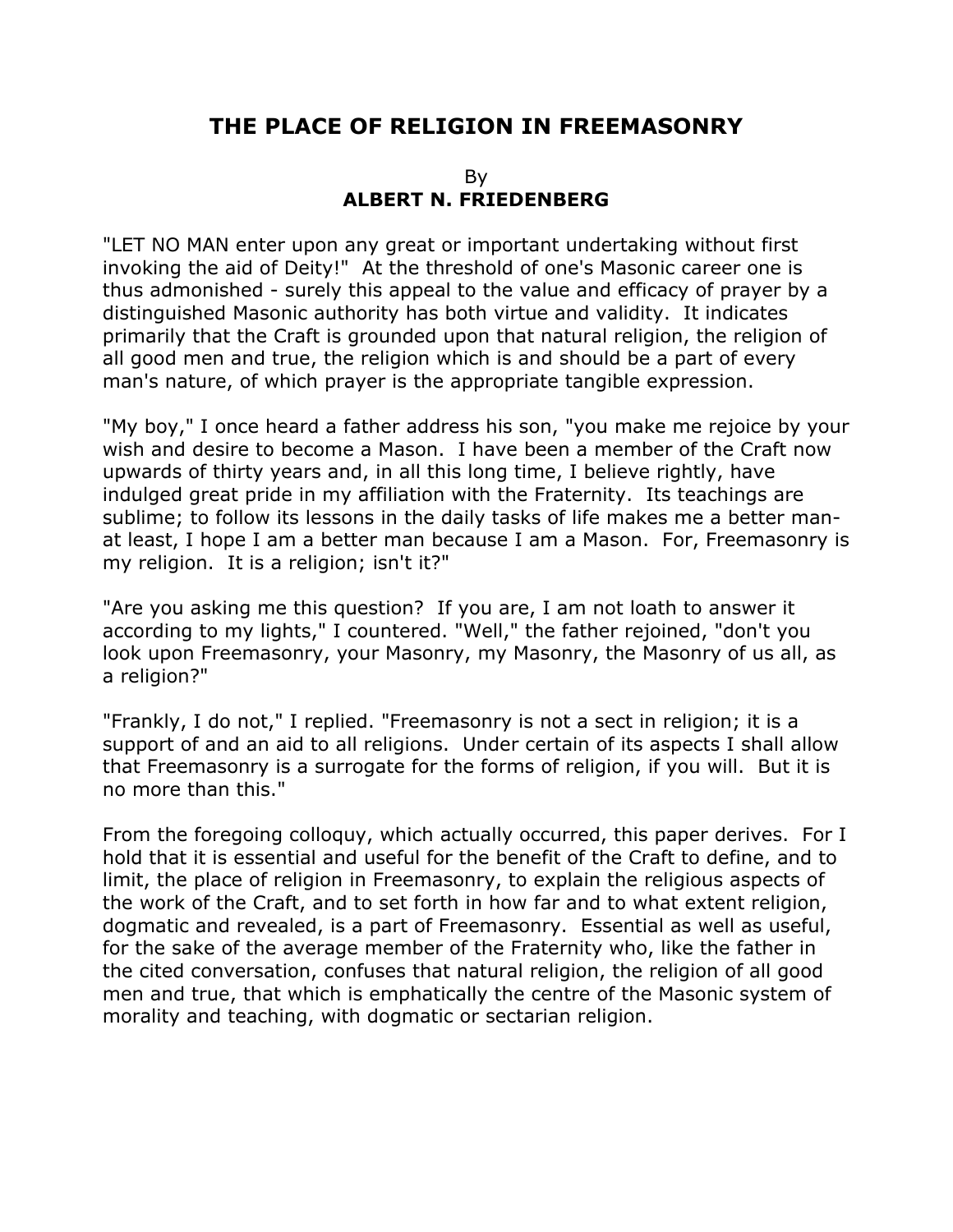# THE PLACE OF RELIGION IN FREEMASONRY

By
**ALBERT N. FRIEDENBERG**

"LET NO MAN enter upon any great or important undertaking without first invoking the aid of Deity!" At the threshold of one's Masonic career one is thus admonished - surely this appeal to the value and efficacy of prayer by a distinguished Masonic authority has both virtue and validity. It indicates primarily that the Craft is grounded upon that natural religion, the religion of all good men and true, the religion which is and should be a part of every man's nature, of which prayer is the appropriate tangible expression.

"My boy," I once heard a father address his son, "you make me rejoice by your wish and desire to become a Mason. I have been a member of the Craft now upwards of thirty years and, in all this long time, I believe rightly, have indulged great pride in my affiliation with the Fraternity. Its teachings are sublime; to follow its lessons in the daily tasks of life makes me a better man-at least, I hope I am a better man because I am a Mason. For, Freemasonry is my religion. It is a religion; isn't it?"

"Are you asking me this question? If you are, I am not loath to answer it according to my lights," I countered. "Well," the father rejoined, "don't you look upon Freemasonry, your Masonry, my Masonry, the Masonry of us all, as a religion?"

"Frankly, I do not," I replied. "Freemasonry is not a sect in religion; it is a support of and an aid to all religions. Under certain of its aspects I shall allow that Freemasonry is a surrogate for the forms of religion, if you will. But it is no more than this."

From the foregoing colloquy, which actually occurred, this paper derives. For I hold that it is essential and useful for the benefit of the Craft to define, and to limit, the place of religion in Freemasonry, to explain the religious aspects of the work of the Craft, and to set forth in how far and to what extent religion, dogmatic and revealed, is a part of Freemasonry. Essential as well as useful, for the sake of the average member of the Fraternity who, like the father in the cited conversation, confuses that natural religion, the religion of all good men and true, that which is emphatically the centre of the Masonic system of morality and teaching, with dogmatic or sectarian religion.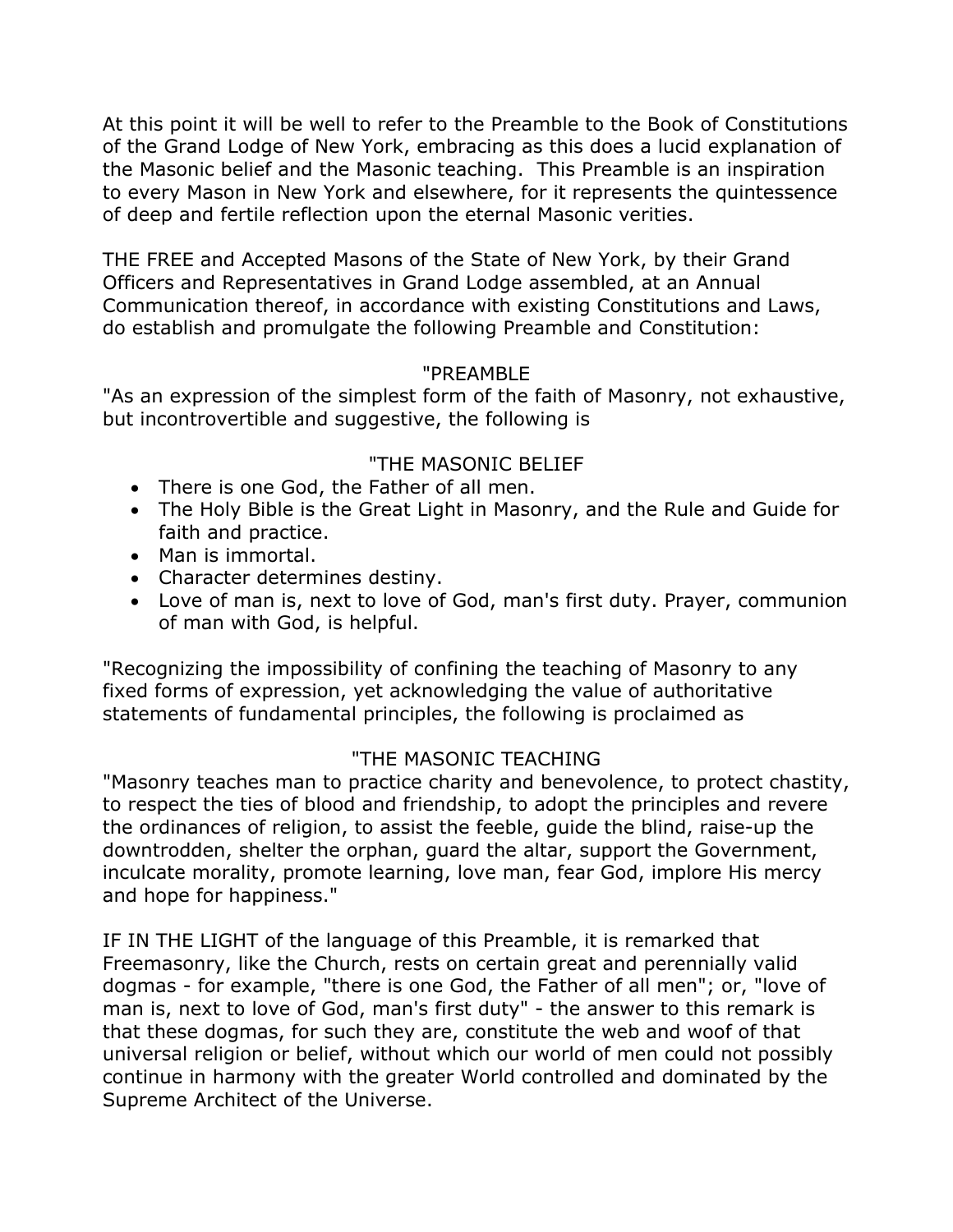At this point it will be well to refer to the Preamble to the Book of Constitutions of the Grand Lodge of New York, embracing as this does a lucid explanation of the Masonic belief and the Masonic teaching. This Preamble is an inspiration to every Mason in New York and elsewhere, for it represents the quintessence of deep and fertile reflection upon the eternal Masonic verities.

THE FREE and Accepted Masons of the State of New York, by their Grand Officers and Representatives in Grand Lodge assembled, at an Annual Communication thereof, in accordance with existing Constitutions and Laws, do establish and promulgate the following Preamble and Constitution:

"PREAMBLE

"As an expression of the simplest form of the faith of Masonry, not exhaustive, but incontrovertible and suggestive, the following is

"THE MASONIC BELIEF

- There is one God, the Father of all men.
- The Holy Bible is the Great Light in Masonry, and the Rule and Guide for faith and practice.
- Man is immortal.
- Character determines destiny.
- Love of man is, next to love of God, man's first duty. Prayer, communion of man with God, is helpful.

"Recognizing the impossibility of confining the teaching of Masonry to any fixed forms of expression, yet acknowledging the value of authoritative statements of fundamental principles, the following is proclaimed as

"THE MASONIC TEACHING

"Masonry teaches man to practice charity and benevolence, to protect chastity, to respect the ties of blood and friendship, to adopt the principles and revere the ordinances of religion, to assist the feeble, guide the blind, raise-up the downtrodden, shelter the orphan, guard the altar, support the Government, inculcate morality, promote learning, love man, fear God, implore His mercy and hope for happiness."

IF IN THE LIGHT of the language of this Preamble, it is remarked that Freemasonry, like the Church, rests on certain great and perennially valid dogmas - for example, "there is one God, the Father of all men"; or, "love of man is, next to love of God, man's first duty" - the answer to this remark is that these dogmas, for such they are, constitute the web and woof of that universal religion or belief, without which our world of men could not possibly continue in harmony with the greater World controlled and dominated by the Supreme Architect of the Universe.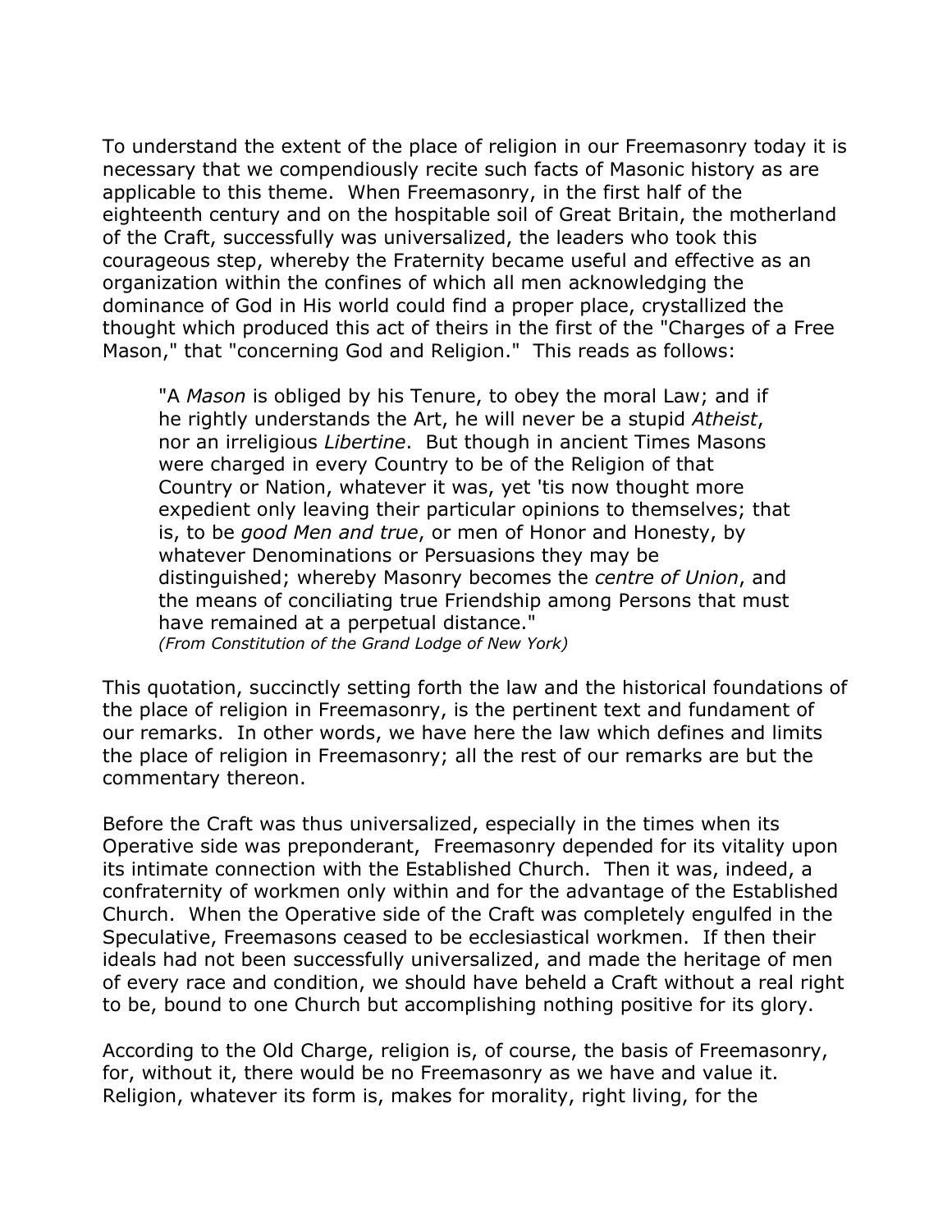To understand the extent of the place of religion in our Freemasonry today it is necessary that we compendiously recite such facts of Masonic history as are applicable to this theme. When Freemasonry, in the first half of the eighteenth century and on the hospitable soil of Great Britain, the motherland of the Craft, successfully was universalized, the leaders who took this courageous step, whereby the Fraternity became useful and effective as an organization within the confines of which all men acknowledging the dominance of God in His world could find a proper place, crystallized the thought which produced this act of theirs in the first of the "Charges of a Free Mason," that "concerning God and Religion." This reads as follows:

> "A *Mason* is obliged by his Tenure, to obey the moral Law; and if he rightly understands the Art, he will never be a stupid *Atheist*, nor an irreligious *Libertine*. But though in ancient Times Masons were charged in every Country to be of the Religion of that Country or Nation, whatever it was, yet 'tis now thought more expedient only leaving their particular opinions to themselves; that is, to be *good Men and true*, or men of Honor and Honesty, by whatever Denominations or Persuasions they may be distinguished; whereby Masonry becomes the *centre of Union*, and the means of conciliating true Friendship among Persons that must have remained at a perpetual distance."
> *(From Constitution of the Grand Lodge of New York)*

This quotation, succinctly setting forth the law and the historical foundations of the place of religion in Freemasonry, is the pertinent text and fundament of our remarks. In other words, we have here the law which defines and limits the place of religion in Freemasonry; all the rest of our remarks are but the commentary thereon.

Before the Craft was thus universalized, especially in the times when its Operative side was preponderant, Freemasonry depended for its vitality upon its intimate connection with the Established Church. Then it was, indeed, a confraternity of workmen only within and for the advantage of the Established Church. When the Operative side of the Craft was completely engulfed in the Speculative, Freemasons ceased to be ecclesiastical workmen. If then their ideals had not been successfully universalized, and made the heritage of men of every race and condition, we should have beheld a Craft without a real right to be, bound to one Church but accomplishing nothing positive for its glory.

According to the Old Charge, religion is, of course, the basis of Freemasonry, for, without it, there would be no Freemasonry as we have and value it. Religion, whatever its form is, makes for morality, right living, for the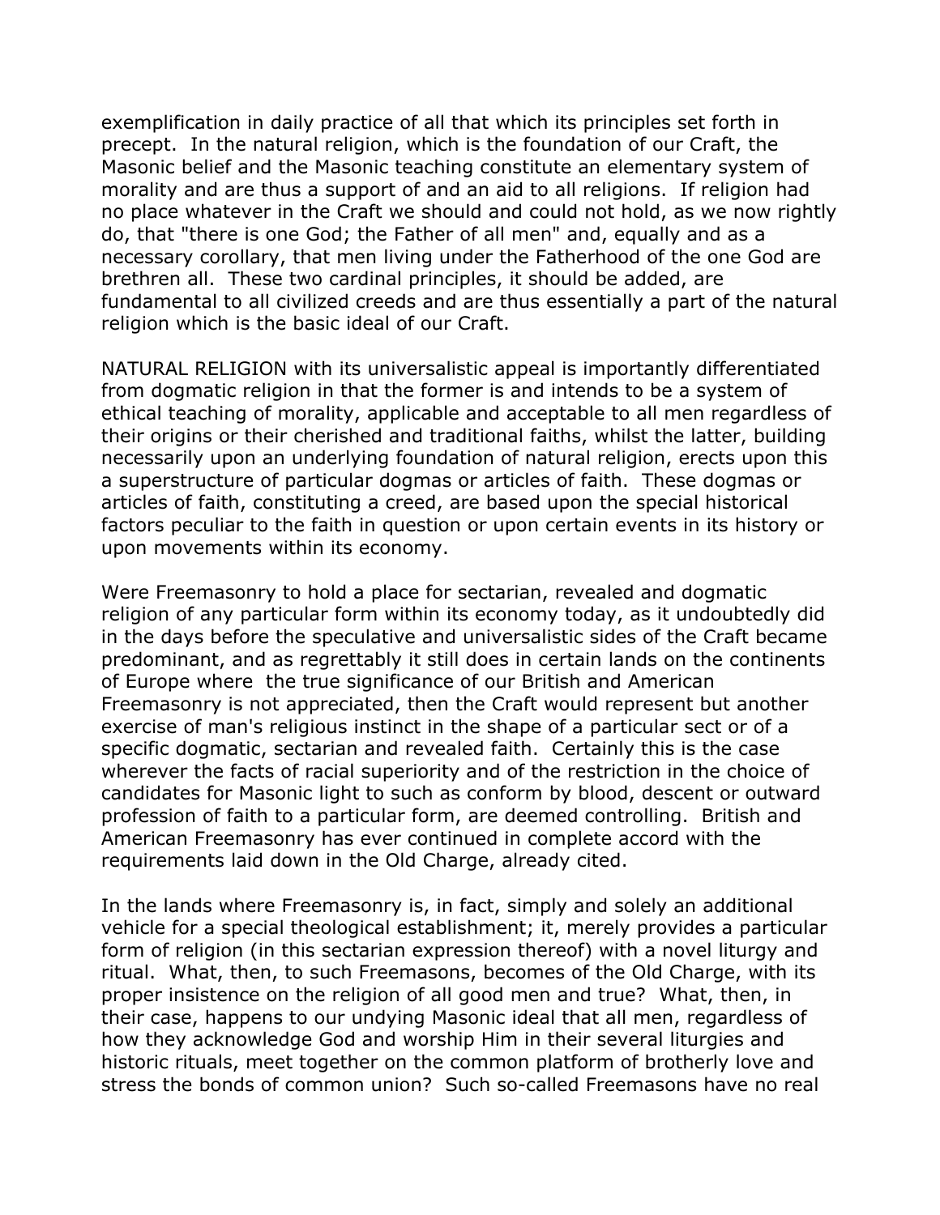exemplification in daily practice of all that which its principles set forth in precept. In the natural religion, which is the foundation of our Craft, the Masonic belief and the Masonic teaching constitute an elementary system of morality and are thus a support of and an aid to all religions. If religion had no place whatever in the Craft we should and could not hold, as we now rightly do, that "there is one God; the Father of all men" and, equally and as a necessary corollary, that men living under the Fatherhood of the one God are brethren all. These two cardinal principles, it should be added, are fundamental to all civilized creeds and are thus essentially a part of the natural religion which is the basic ideal of our Craft.

NATURAL RELIGION with its universalistic appeal is importantly differentiated from dogmatic religion in that the former is and intends to be a system of ethical teaching of morality, applicable and acceptable to all men regardless of their origins or their cherished and traditional faiths, whilst the latter, building necessarily upon an underlying foundation of natural religion, erects upon this a superstructure of particular dogmas or articles of faith. These dogmas or articles of faith, constituting a creed, are based upon the special historical factors peculiar to the faith in question or upon certain events in its history or upon movements within its economy.

Were Freemasonry to hold a place for sectarian, revealed and dogmatic religion of any particular form within its economy today, as it undoubtedly did in the days before the speculative and universalistic sides of the Craft became predominant, and as regrettably it still does in certain lands on the continents of Europe where the true significance of our British and American Freemasonry is not appreciated, then the Craft would represent but another exercise of man's religious instinct in the shape of a particular sect or of a specific dogmatic, sectarian and revealed faith. Certainly this is the case wherever the facts of racial superiority and of the restriction in the choice of candidates for Masonic light to such as conform by blood, descent or outward profession of faith to a particular form, are deemed controlling. British and American Freemasonry has ever continued in complete accord with the requirements laid down in the Old Charge, already cited.

In the lands where Freemasonry is, in fact, simply and solely an additional vehicle for a special theological establishment; it, merely provides a particular form of religion (in this sectarian expression thereof) with a novel liturgy and ritual. What, then, to such Freemasons, becomes of the Old Charge, with its proper insistence on the religion of all good men and true? What, then, in their case, happens to our undying Masonic ideal that all men, regardless of how they acknowledge God and worship Him in their several liturgies and historic rituals, meet together on the common platform of brotherly love and stress the bonds of common union? Such so-called Freemasons have no real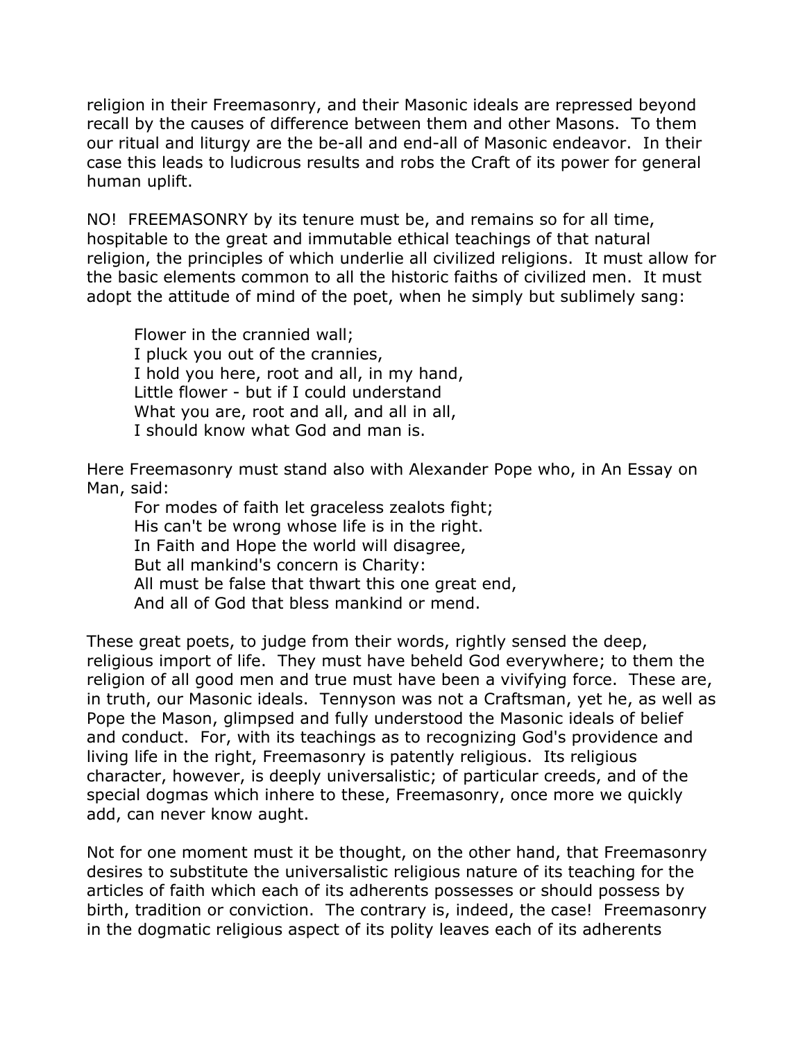religion in their Freemasonry, and their Masonic ideals are repressed beyond recall by the causes of difference between them and other Masons. To them our ritual and liturgy are the be-all and end-all of Masonic endeavor. In their case this leads to ludicrous results and robs the Craft of its power for general human uplift.

NO! FREEMASONRY by its tenure must be, and remains so for all time, hospitable to the great and immutable ethical teachings of that natural religion, the principles of which underlie all civilized religions. It must allow for the basic elements common to all the historic faiths of civilized men. It must adopt the attitude of mind of the poet, when he simply but sublimely sang:

> Flower in the crannied wall;  
> I pluck you out of the crannies,  
> I hold you here, root and all, in my hand,  
> Little flower - but if I could understand  
> What you are, root and all, and all in all,  
> I should know what God and man is.

Here Freemasonry must stand also with Alexander Pope who, in An Essay on Man, said:

> For modes of faith let graceless zealots fight;  
> His can't be wrong whose life is in the right.  
> In Faith and Hope the world will disagree,  
> But all mankind's concern is Charity:  
> All must be false that thwart this one great end,  
> And all of God that bless mankind or mend.

These great poets, to judge from their words, rightly sensed the deep, religious import of life. They must have beheld God everywhere; to them the religion of all good men and true must have been a vivifying force. These are, in truth, our Masonic ideals. Tennyson was not a Craftsman, yet he, as well as Pope the Mason, glimpsed and fully understood the Masonic ideals of belief and conduct. For, with its teachings as to recognizing God's providence and living life in the right, Freemasonry is patently religious. Its religious character, however, is deeply universalistic; of particular creeds, and of the special dogmas which inhere to these, Freemasonry, once more we quickly add, can never know aught.

Not for one moment must it be thought, on the other hand, that Freemasonry desires to substitute the universalistic religious nature of its teaching for the articles of faith which each of its adherents possesses or should possess by birth, tradition or conviction. The contrary is, indeed, the case! Freemasonry in the dogmatic religious aspect of its polity leaves each of its adherents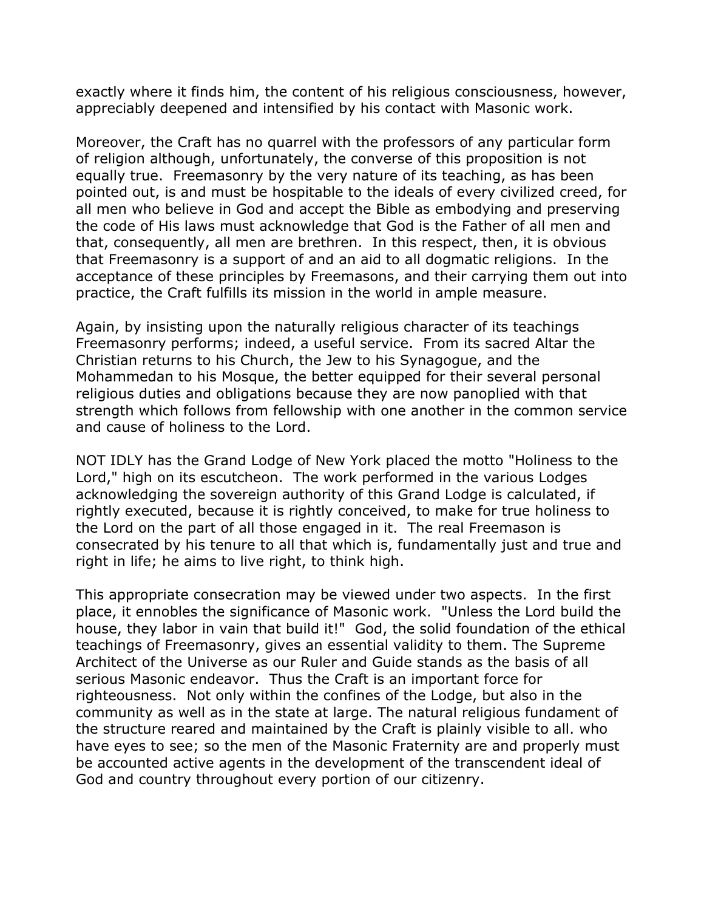exactly where it finds him, the content of his religious consciousness, however, appreciably deepened and intensified by his contact with Masonic work.

Moreover, the Craft has no quarrel with the professors of any particular form of religion although, unfortunately, the converse of this proposition is not equally true. Freemasonry by the very nature of its teaching, as has been pointed out, is and must be hospitable to the ideals of every civilized creed, for all men who believe in God and accept the Bible as embodying and preserving the code of His laws must acknowledge that God is the Father of all men and that, consequently, all men are brethren. In this respect, then, it is obvious that Freemasonry is a support of and an aid to all dogmatic religions. In the acceptance of these principles by Freemasons, and their carrying them out into practice, the Craft fulfills its mission in the world in ample measure.

Again, by insisting upon the naturally religious character of its teachings Freemasonry performs; indeed, a useful service. From its sacred Altar the Christian returns to his Church, the Jew to his Synagogue, and the Mohammedan to his Mosque, the better equipped for their several personal religious duties and obligations because they are now panoplied with that strength which follows from fellowship with one another in the common service and cause of holiness to the Lord.

NOT IDLY has the Grand Lodge of New York placed the motto "Holiness to the Lord," high on its escutcheon. The work performed in the various Lodges acknowledging the sovereign authority of this Grand Lodge is calculated, if rightly executed, because it is rightly conceived, to make for true holiness to the Lord on the part of all those engaged in it. The real Freemason is consecrated by his tenure to all that which is, fundamentally just and true and right in life; he aims to live right, to think high.

This appropriate consecration may be viewed under two aspects. In the first place, it ennobles the significance of Masonic work. "Unless the Lord build the house, they labor in vain that build it!" God, the solid foundation of the ethical teachings of Freemasonry, gives an essential validity to them. The Supreme Architect of the Universe as our Ruler and Guide stands as the basis of all serious Masonic endeavor. Thus the Craft is an important force for righteousness. Not only within the confines of the Lodge, but also in the community as well as in the state at large. The natural religious fundament of the structure reared and maintained by the Craft is plainly visible to all. who have eyes to see; so the men of the Masonic Fraternity are and properly must be accounted active agents in the development of the transcendent ideal of God and country throughout every portion of our citizenry.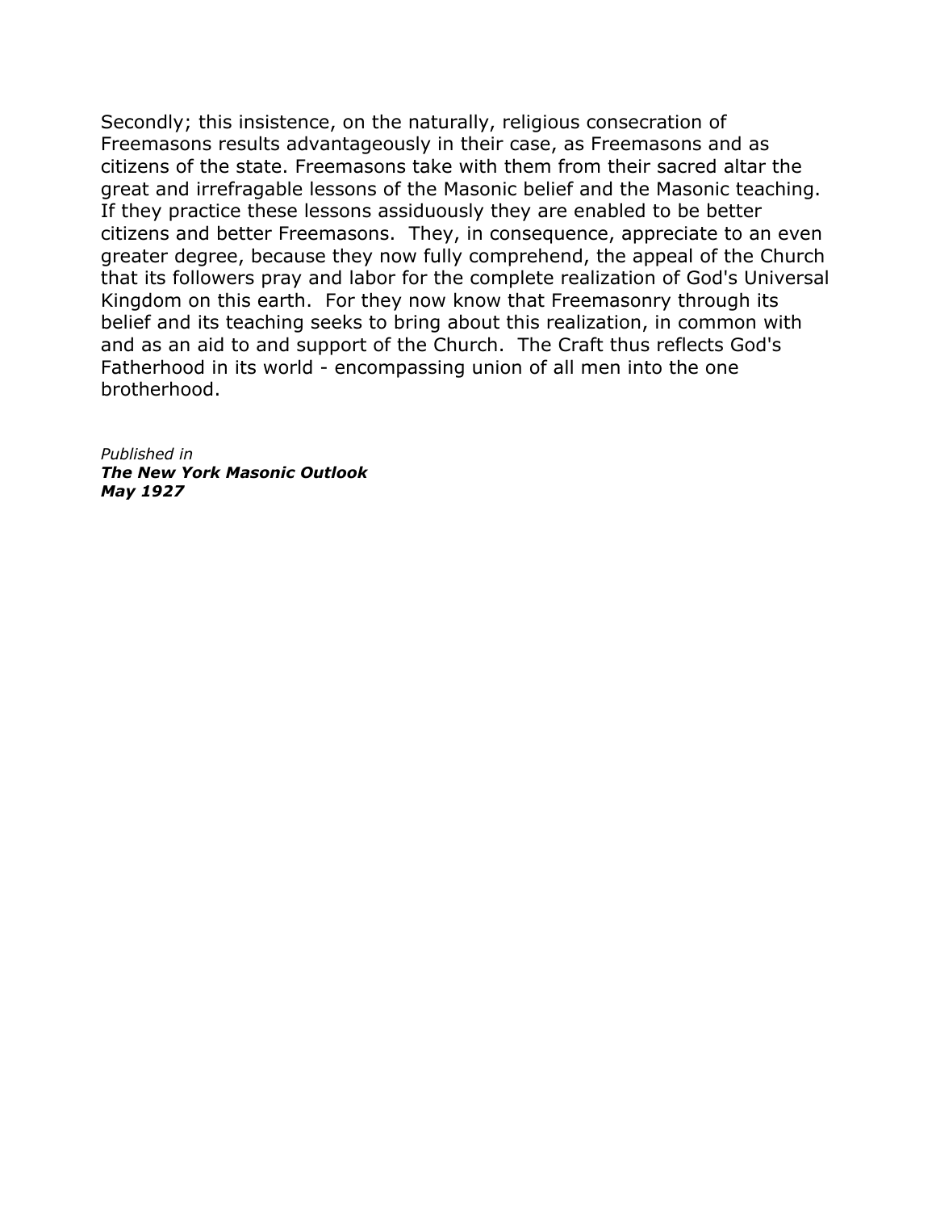Secondly; this insistence, on the naturally, religious consecration of Freemasons results advantageously in their case, as Freemasons and as citizens of the state. Freemasons take with them from their sacred altar the great and irrefragable lessons of the Masonic belief and the Masonic teaching. If they practice these lessons assiduously they are enabled to be better citizens and better Freemasons. They, in consequence, appreciate to an even greater degree, because they now fully comprehend, the appeal of the Church that its followers pray and labor for the complete realization of God's Universal Kingdom on this earth. For they now know that Freemasonry through its belief and its teaching seeks to bring about this realization, in common with and as an aid to and support of the Church. The Craft thus reflects God's Fatherhood in its world - encompassing union of all men into the one brotherhood.

*Published in*
***The New York Masonic Outlook***
***May 1927***